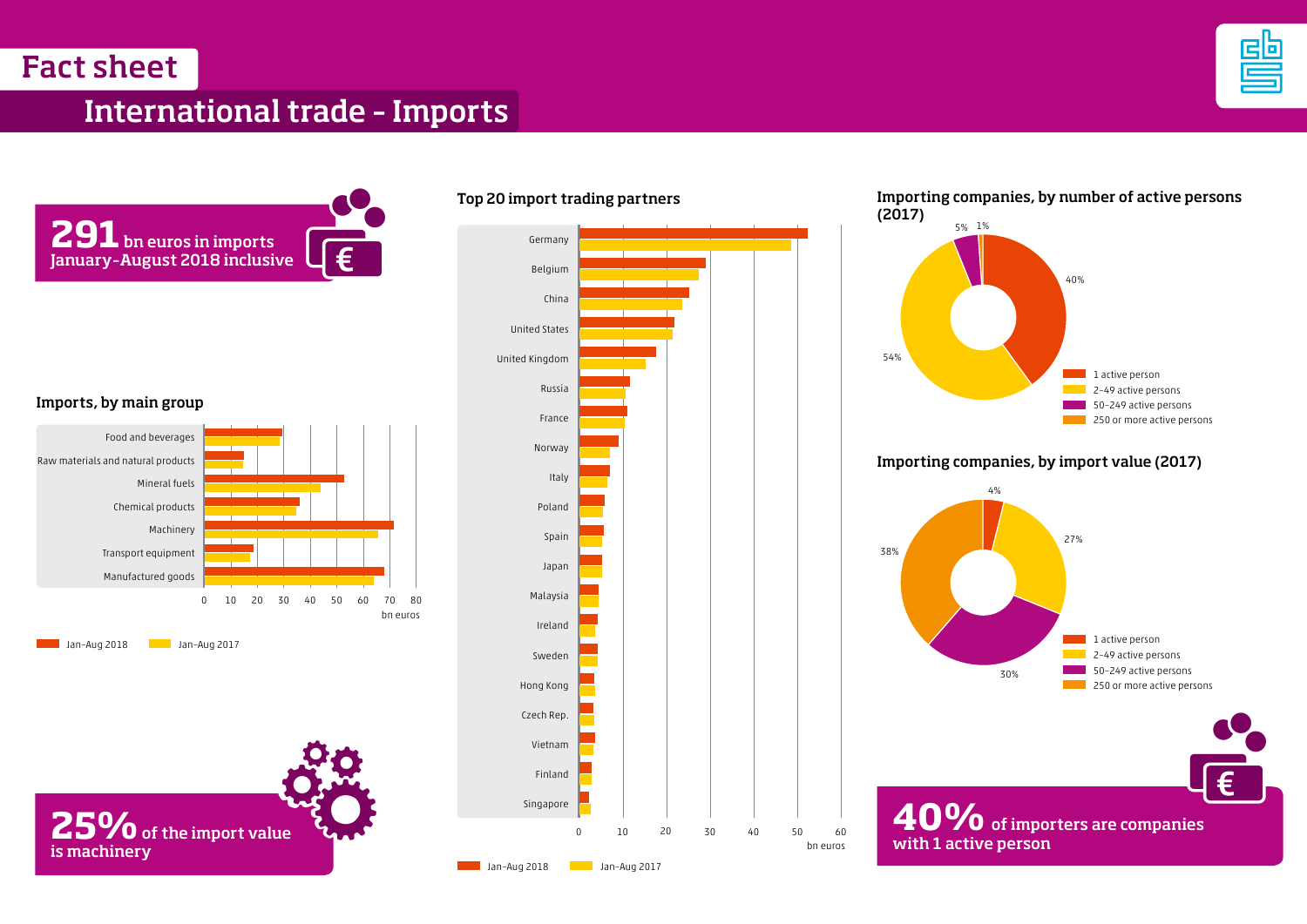# Fact sheet

## International trade - Imports

**291** bn euros in imports
January-August 2018 inclusive

### Imports, by main group

Food and beverages
Raw materials and natural products
Mineral fuels
Chemical products
Machinery
Transport equipment
Manufactured goods

0 10 20 30 40 50 60 70 80
bn euros

Jan-Aug 2018 Jan-Aug 2017

**25%** of the import value is machinery

### Top 20 import trading partners

Germany
Belgium
China
United States
United Kingdom
Russia
France
Norway
Italy
Poland
Spain
Japan
Malaysia
Ireland
Sweden
Hong Kong
Czech Rep.
Vietnam
Finland
Singapore

0 10 20 30 40 50 60
bn euros

Jan-Aug 2018 Jan-Aug 2017

### Importing companies, by number of active persons (2017)

- 1 active person: 40%
- 2-49 active persons: 54%
- 50-249 active persons: 5%
- 250 or more active persons: 1%

### Importing companies, by import value (2017)

- 1 active person: 4%
- 2-49 active persons: 27%
- 50-249 active persons: 30%
- 250 or more active persons: 38%

**40%** of importers are companies with 1 active person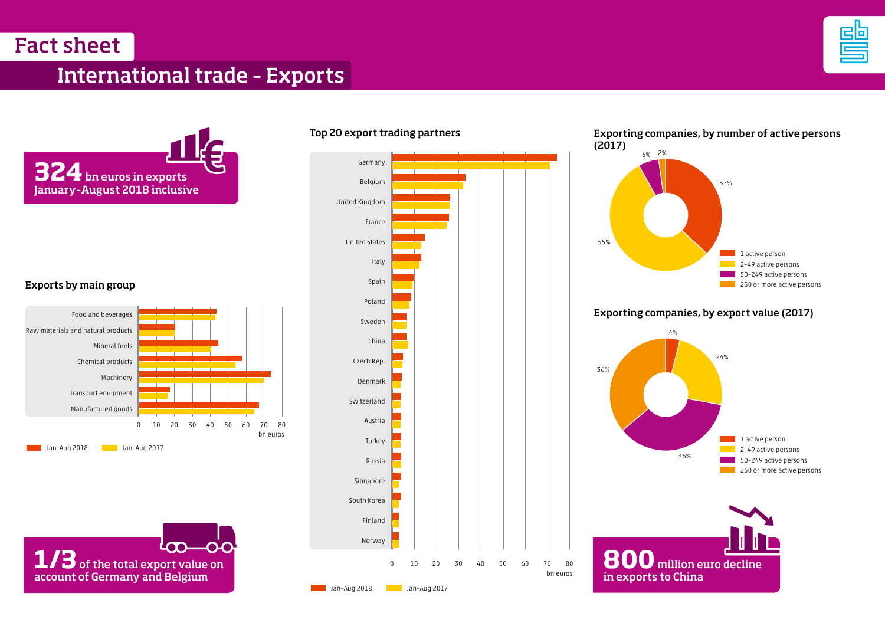# Fact sheet

## International trade - Exports

**324** bn euros in exports
January-August 2018 inclusive

### Exports by main group

Food and beverages
Raw materials and natural products
Mineral fuels
Chemical products
Machinery
Transport equipment
Manufactured goods

0 10 20 30 40 50 60 70 80
bn euros

Jan-Aug 2018 Jan-Aug 2017

**1/3** of the total export value on account of Germany and Belgium

### Top 20 export trading partners

Germany
Belgium
United Kingdom
France
United States
Italy
Spain
Poland
Sweden
China
Czech Rep.
Denmark
Switzerland
Austria
Turkey
Russia
Singapore
South Korea
Finland
Norway

0 10 20 30 40 50 60 70 80
bn euros

Jan-Aug 2018 Jan-Aug 2017

### Exporting companies, by number of active persons (2017)

6% 2% 37% 55%

1 active person
2-49 active persons
50-249 active persons
250 or more active persons

### Exporting companies, by export value (2017)

4% 24% 36% 36%

1 active person
2-49 active persons
50-249 active persons
250 or more active persons

**800** million euro decline in exports to China